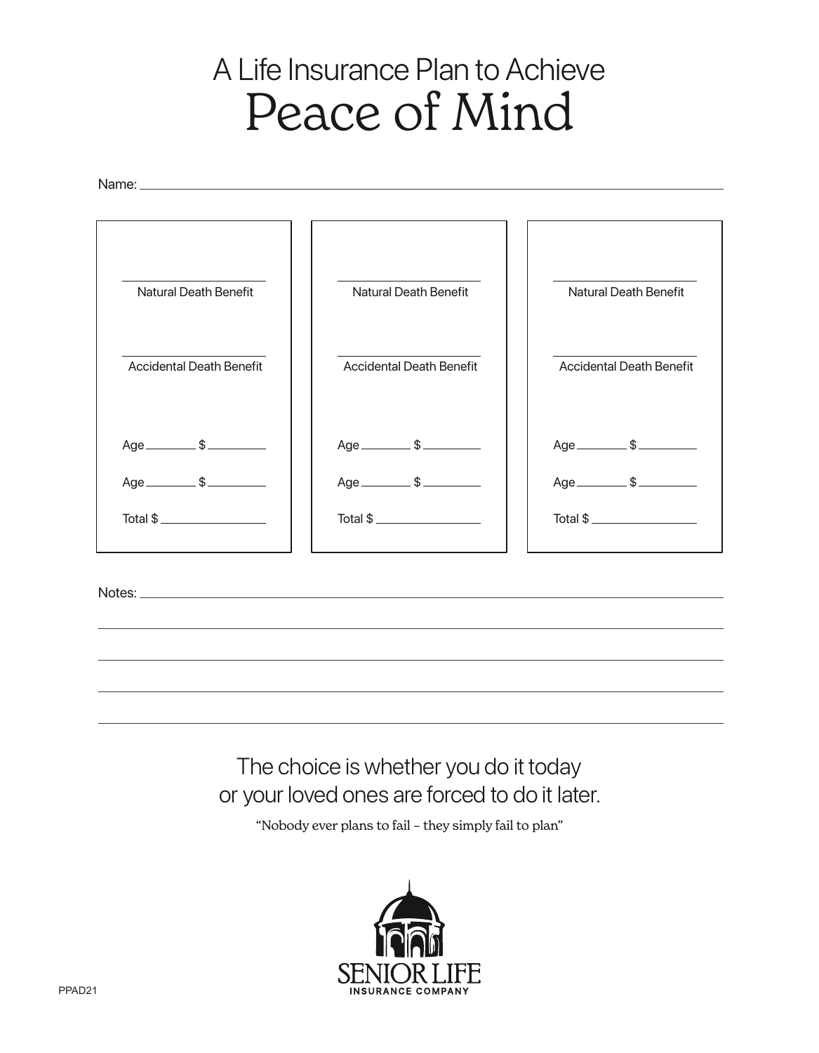# A Life Insurance Plan to Achieve Peace of Mind

Name: ______________________________

| | | |
|---|---|---|
| ____________ Natural Death Benefit | ____________ Natural Death Benefit | ____________ Natural Death Benefit |
| ____________ Accidental Death Benefit | ____________ Accidental Death Benefit | ____________ Accidental Death Benefit |
| Age ______ $ ______ | Age ______ $ ______ | Age ______ $ ______ |
| Age ______ $ ______ | Age ______ $ ______ | Age ______ $ ______ |
| Total $ ____________ | Total $ ____________ | Total $ ____________ |

Notes: ______________________________

______________________________

______________________________

______________________________

______________________________

The choice is whether you do it today
or your loved ones are forced to do it later.

"Nobody ever plans to fail – they simply fail to plan"

SENIOR LIFE
INSURANCE COMPANY

PPAD21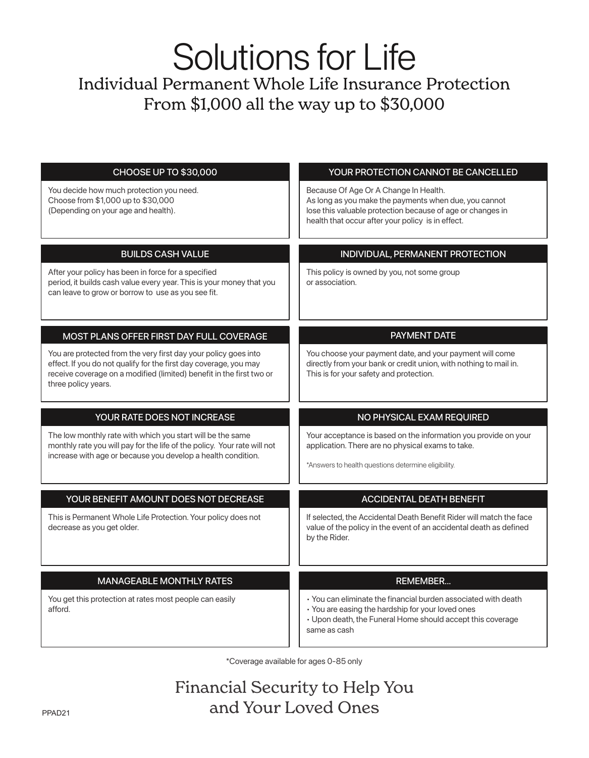# Solutions for Life

## Individual Permanent Whole Life Insurance Protection
## From $1,000 all the way up to $30,000

### CHOOSE UP TO $30,000

You decide how much protection you need.
Choose from $1,000 up to $30,000
(Depending on your age and health).

### YOUR PROTECTION CANNOT BE CANCELLED

Because Of Age Or A Change In Health.
As long as you make the payments when due, you cannot lose this valuable protection because of age or changes in health that occur after your policy is in effect.

### BUILDS CASH VALUE

After your policy has been in force for a specified period, it builds cash value every year. This is your money that you can leave to grow or borrow to use as you see fit.

### INDIVIDUAL, PERMANENT PROTECTION

This policy is owned by you, not some group or association.

### MOST PLANS OFFER FIRST DAY FULL COVERAGE

You are protected from the very first day your policy goes into effect. If you do not qualify for the first day coverage, you may receive coverage on a modified (limited) benefit in the first two or three policy years.

### PAYMENT DATE

You choose your payment date, and your payment will come directly from your bank or credit union, with nothing to mail in. This is for your safety and protection.

### YOUR RATE DOES NOT INCREASE

The low monthly rate with which you start will be the same monthly rate you will pay for the life of the policy. Your rate will not increase with age or because you develop a health condition.

### NO PHYSICAL EXAM REQUIRED

Your acceptance is based on the information you provide on your application. There are no physical exams to take.

*Answers to health questions determine eligibility.

### YOUR BENEFIT AMOUNT DOES NOT DECREASE

This is Permanent Whole Life Protection. Your policy does not decrease as you get older.

### ACCIDENTAL DEATH BENEFIT

If selected, the Accidental Death Benefit Rider will match the face value of the policy in the event of an accidental death as defined by the Rider.

### MANAGEABLE MONTHLY RATES

You get this protection at rates most people can easily afford.

### REMEMBER...

- You can eliminate the financial burden associated with death
- You are easing the hardship for your loved ones
- Upon death, the Funeral Home should accept this coverage same as cash

*Coverage available for ages 0-85 only

## Financial Security to Help You and Your Loved Ones

PPAD21